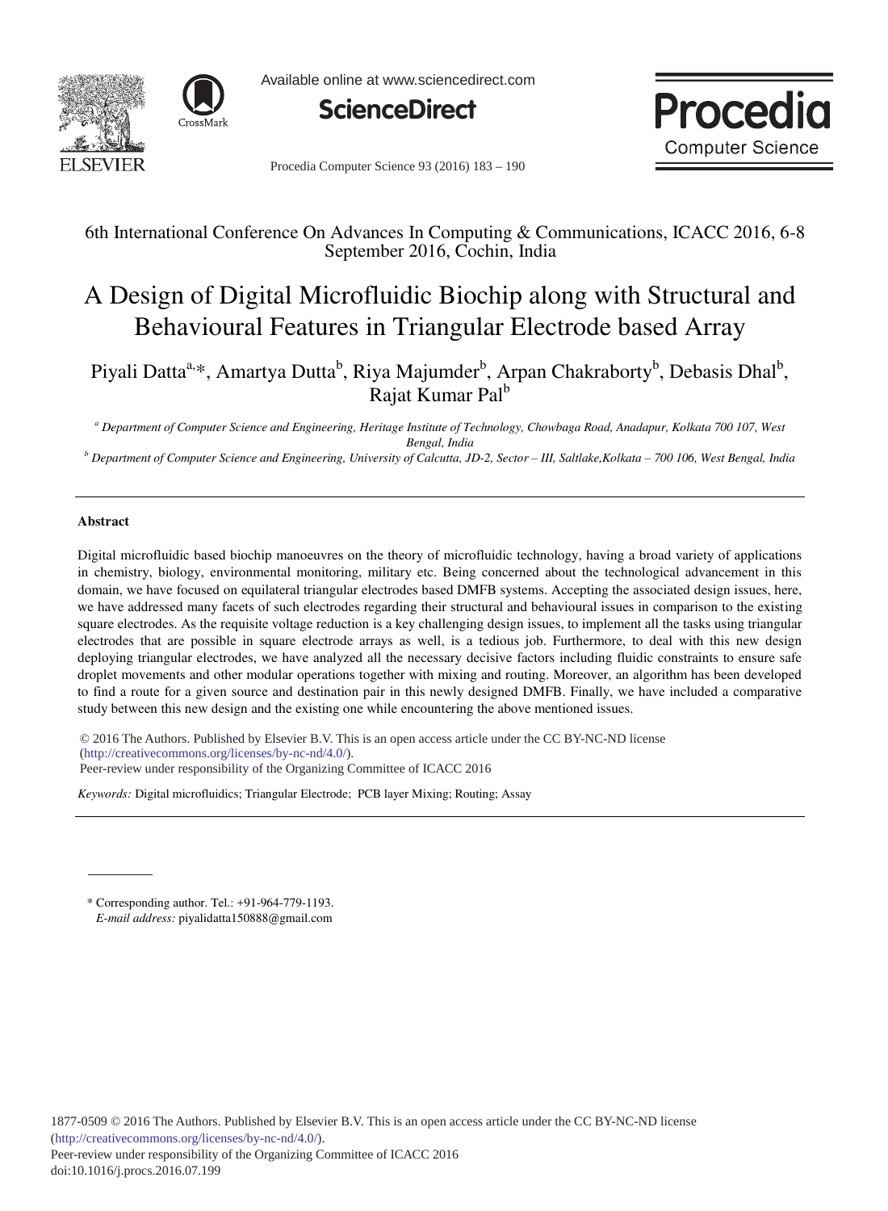6th International Conference On Advances In Computing & Communications, ICACC 2016, 6-8 September 2016, Cochin, India

# A Design of Digital Microfluidic Biochip along with Structural and Behavioural Features in Triangular Electrode based Array

Piyali Datta[a,*], Amartya Dutta[b], Riya Majumder[b], Arpan Chakraborty[b], Debasis Dhal[b], Rajat Kumar Pal[b]

[a] *Department of Computer Science and Engineering, Heritage Institute of Technology, Chowbaga Road, Anadapur, Kolkata 700 107, West Bengal, India*

[b] *Department of Computer Science and Engineering, University of Calcutta, JD-2, Sector – III, Saltlake,Kolkata – 700 106, West Bengal, India*

---

**Abstract**

Digital microfluidic based biochip manoeuvres on the theory of microfluidic technology, having a broad variety of applications in chemistry, biology, environmental monitoring, military etc. Being concerned about the technological advancement in this domain, we have focused on equilateral triangular electrodes based DMFB systems. Accepting the associated design issues, here, we have addressed many facets of such electrodes regarding their structural and behavioural issues in comparison to the existing square electrodes. As the requisite voltage reduction is a key challenging design issues, to implement all the tasks using triangular electrodes that are possible in square electrode arrays as well, is a tedious job. Furthermore, to deal with this new design deploying triangular electrodes, we have analyzed all the necessary decisive factors including fluidic constraints to ensure safe droplet movements and other modular operations together with mixing and routing. Moreover, an algorithm has been developed to find a route for a given source and destination pair in this newly designed DMFB. Finally, we have included a comparative study between this new design and the existing one while encountering the above mentioned issues.

© 2016 The Authors. Published by Elsevier B.V. This is an open access article under the CC BY-NC-ND license (http://creativecommons.org/licenses/by-nc-nd/4.0/).
Peer-review under responsibility of the Organizing Committee of ICACC 2016

*Keywords:* Digital microfluidics; Triangular Electrode; PCB layer Mixing; Routing; Assay

---

\* Corresponding author. Tel.: +91-964-779-1193.
*E-mail address:* piyalidatta150888@gmail.com

1877-0509 © 2016 The Authors. Published by Elsevier B.V. This is an open access article under the CC BY-NC-ND license (http://creativecommons.org/licenses/by-nc-nd/4.0/).
Peer-review under responsibility of the Organizing Committee of ICACC 2016
doi:10.1016/j.procs.2016.07.199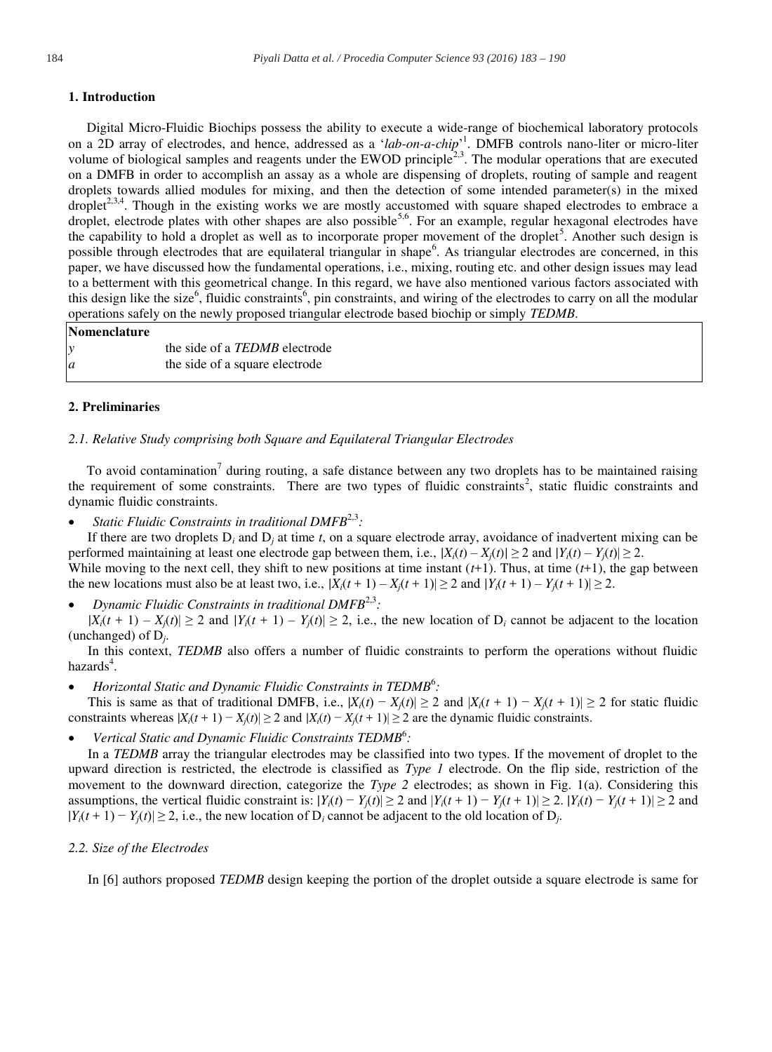## 1. Introduction

Digital Micro-Fluidic Biochips possess the ability to execute a wide-range of biochemical laboratory protocols on a 2D array of electrodes, and hence, addressed as a '*lab-on-a-chip*'[1]. DMFB controls nano-liter or micro-liter volume of biological samples and reagents under the EWOD principle[2,3]. The modular operations that are executed on a DMFB in order to accomplish an assay as a whole are dispensing of droplets, routing of sample and reagent droplets towards allied modules for mixing, and then the detection of some intended parameter(s) in the mixed droplet[2,3,4]. Though in the existing works we are mostly accustomed with square shaped electrodes to embrace a droplet, electrode plates with other shapes are also possible[5,6]. For an example, regular hexagonal electrodes have the capability to hold a droplet as well as to incorporate proper movement of the droplet[5]. Another such design is possible through electrodes that are equilateral triangular in shape[6]. As triangular electrodes are concerned, in this paper, we have discussed how the fundamental operations, i.e., mixing, routing etc. and other design issues may lead to a betterment with this geometrical change. In this regard, we have also mentioned various factors associated with this design like the size[6], fluidic constraints[6], pin constraints, and wiring of the electrodes to carry on all the modular operations safely on the newly proposed triangular electrode based biochip or simply *TEDMB*.

| **Nomenclature** | |
|---|---|
| $y$ | the side of a *TEDMB* electrode |
| $a$ | the side of a square electrode |

## 2. Preliminaries

### 2.1. Relative Study comprising both Square and Equilateral Triangular Electrodes

To avoid contamination[7] during routing, a safe distance between any two droplets has to be maintained raising the requirement of some constraints. There are two types of fluidic constraints[2], static fluidic constraints and dynamic fluidic constraints.

- *Static Fluidic Constraints in traditional DMFB*[2,3]*:*

If there are two droplets $D_i$ and $D_j$ at time $t$, on a square electrode array, avoidance of inadvertent mixing can be performed maintaining at least one electrode gap between them, i.e., $|X_i(t) - X_j(t)| \geq 2$ and $|Y_i(t) - Y_j(t)| \geq 2$.
While moving to the next cell, they shift to new positions at time instant $(t+1)$. Thus, at time $(t+1)$, the gap between the new locations must also be at least two, i.e., $|X_i(t+1) - X_j(t+1)| \geq 2$ and $|Y_i(t+1) - Y_j(t+1)| \geq 2$.

- *Dynamic Fluidic Constraints in traditional DMFB*[2,3]*:*

$|X_i(t+1) - X_j(t)| \geq 2$ and $|Y_i(t+1) - Y_j(t)| \geq 2$, i.e., the new location of $D_i$ cannot be adjacent to the location (unchanged) of $D_j$.

In this context, *TEDMB* also offers a number of fluidic constraints to perform the operations without fluidic hazards[4].

- *Horizontal Static and Dynamic Fluidic Constraints in TEDMB*[6]*:*

This is same as that of traditional DMFB, i.e., $|X_i(t) - X_j(t)| \geq 2$ and $|X_i(t+1) - X_j(t+1)| \geq 2$ for static fluidic constraints whereas $|X_i(t+1) - X_j(t)| \geq 2$ and $|X_i(t) - X_j(t+1)| \geq 2$ are the dynamic fluidic constraints.

- *Vertical Static and Dynamic Fluidic Constraints TEDMB*[6]*:*

In a *TEDMB* array the triangular electrodes may be classified into two types. If the movement of droplet to the upward direction is restricted, the electrode is classified as *Type 1* electrode. On the flip side, restriction of the movement to the downward direction, categorize the *Type 2* electrodes; as shown in Fig. 1(a). Considering this assumptions, the vertical fluidic constraint is: $|Y_i(t) - Y_j(t)| \geq 2$ and $|Y_i(t+1) - Y_j(t+1)| \geq 2$. $|Y_i(t) - Y_j(t+1)| \geq 2$ and $|Y_i(t+1) - Y_j(t)| \geq 2$, i.e., the new location of $D_i$ cannot be adjacent to the old location of $D_j$.

### 2.2. Size of the Electrodes

In [6] authors proposed *TEDMB* design keeping the portion of the droplet outside a square electrode is same for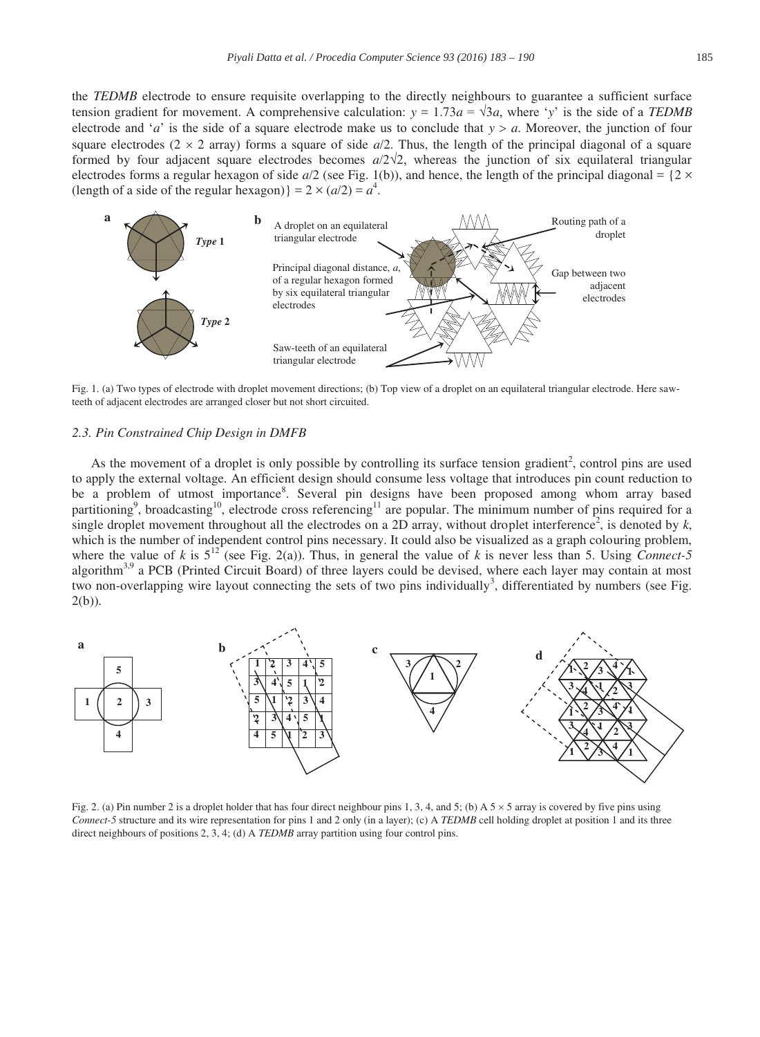the *TEDMB* electrode to ensure requisite overlapping to the directly neighbours to guarantee a sufficient surface tension gradient for movement. A comprehensive calculation: $y = 1.73a = \sqrt{3}a$, where '$y$' is the side of a *TEDMB* electrode and '$a$' is the side of a square electrode make us to conclude that $y > a$. Moreover, the junction of four square electrodes ($2 \times 2$ array) forms a square of side $a/2$. Thus, the length of the principal diagonal of a square formed by four adjacent square electrodes becomes $a/2\sqrt{2}$, whereas the junction of six equilateral triangular electrodes forms a regular hexagon of side $a/2$ (see Fig. 1(b)), and hence, the length of the principal diagonal = {2 × (length of a side of the regular hexagon)} = $2 \times (a/2) = a$[4].

Fig. 1. (a) Two types of electrode with droplet movement directions; (b) Top view of a droplet on an equilateral triangular electrode. Here saw-teeth of adjacent electrodes are arranged closer but not short circuited.

### 2.3. Pin Constrained Chip Design in DMFB

As the movement of a droplet is only possible by controlling its surface tension gradient[2], control pins are used to apply the external voltage. An efficient design should consume less voltage that introduces pin count reduction to be a problem of utmost importance[8]. Several pin designs have been proposed among whom array based partitioning[9], broadcasting[10], electrode cross referencing[11] are popular. The minimum number of pins required for a single droplet movement throughout all the electrodes on a 2D array, without droplet interference[2], is denoted by $k$, which is the number of independent control pins necessary. It could also be visualized as a graph colouring problem, where the value of $k$ is 5[12] (see Fig. 2(a)). Thus, in general the value of $k$ is never less than 5. Using *Connect-5* algorithm[3,9] a PCB (Printed Circuit Board) of three layers could be devised, where each layer may contain at most two non-overlapping wire layout connecting the sets of two pins individually[3], differentiated by numbers (see Fig. 2(b)).

Fig. 2. (a) Pin number 2 is a droplet holder that has four direct neighbour pins 1, 3, 4, and 5; (b) A 5 × 5 array is covered by five pins using *Connect-5* structure and its wire representation for pins 1 and 2 only (in a layer); (c) A *TEDMB* cell holding droplet at position 1 and its three direct neighbours of positions 2, 3, 4; (d) A *TEDMB* array partition using four control pins.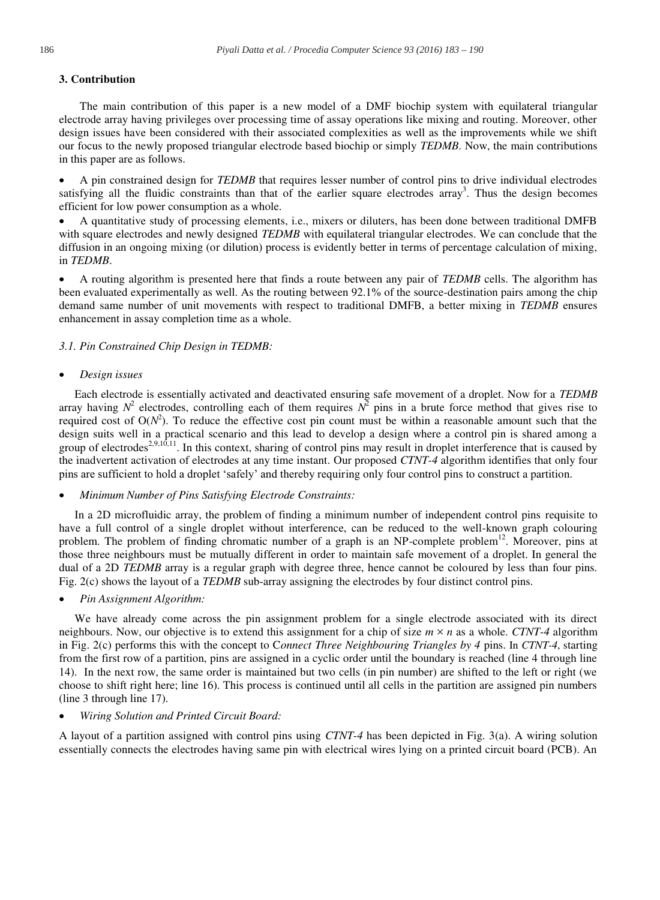### 3. Contribution

The main contribution of this paper is a new model of a DMF biochip system with equilateral triangular electrode array having privileges over processing time of assay operations like mixing and routing. Moreover, other design issues have been considered with their associated complexities as well as the improvements while we shift our focus to the newly proposed triangular electrode based biochip or simply *TEDMB*. Now, the main contributions in this paper are as follows.

- A pin constrained design for *TEDMB* that requires lesser number of control pins to drive individual electrodes satisfying all the fluidic constraints than that of the earlier square electrodes array[3]. Thus the design becomes efficient for low power consumption as a whole.
- A quantitative study of processing elements, i.e., mixers or diluters, has been done between traditional DMFB with square electrodes and newly designed *TEDMB* with equilateral triangular electrodes. We can conclude that the diffusion in an ongoing mixing (or dilution) process is evidently better in terms of percentage calculation of mixing, in *TEDMB*.
- A routing algorithm is presented here that finds a route between any pair of *TEDMB* cells. The algorithm has been evaluated experimentally as well. As the routing between 92.1% of the source-destination pairs among the chip demand same number of unit movements with respect to traditional DMFB, a better mixing in *TEDMB* ensures enhancement in assay completion time as a whole.

#### *3.1. Pin Constrained Chip Design in TEDMB:*

- *Design issues*

Each electrode is essentially activated and deactivated ensuring safe movement of a droplet. Now for a *TEDMB* array having $N^2$ electrodes, controlling each of them requires $N^2$ pins in a brute force method that gives rise to required cost of $O(N^2)$. To reduce the effective cost pin count must be within a reasonable amount such that the design suits well in a practical scenario and this lead to develop a design where a control pin is shared among a group of electrodes[2,9,10,11]. In this context, sharing of control pins may result in droplet interference that is caused by the inadvertent activation of electrodes at any time instant. Our proposed *CTNT-4* algorithm identifies that only four pins are sufficient to hold a droplet 'safely' and thereby requiring only four control pins to construct a partition.

- *Minimum Number of Pins Satisfying Electrode Constraints:*

In a 2D microfluidic array, the problem of finding a minimum number of independent control pins requisite to have a full control of a single droplet without interference, can be reduced to the well-known graph colouring problem. The problem of finding chromatic number of a graph is an NP-complete problem[12]. Moreover, pins at those three neighbours must be mutually different in order to maintain safe movement of a droplet. In general the dual of a 2D *TEDMB* array is a regular graph with degree three, hence cannot be coloured by less than four pins. Fig. 2(c) shows the layout of a *TEDMB* sub-array assigning the electrodes by four distinct control pins.

- *Pin Assignment Algorithm:*

We have already come across the pin assignment problem for a single electrode associated with its direct neighbours. Now, our objective is to extend this assignment for a chip of size $m \times n$ as a whole. *CTNT-4* algorithm in Fig. 2(c) performs this with the concept to C*onnect Three Neighbouring Triangles by 4* pins. In *CTNT-4*, starting from the first row of a partition, pins are assigned in a cyclic order until the boundary is reached (line 4 through line 14). In the next row, the same order is maintained but two cells (in pin number) are shifted to the left or right (we choose to shift right here; line 16). This process is continued until all cells in the partition are assigned pin numbers (line 3 through line 17).

- *Wiring Solution and Printed Circuit Board:*

A layout of a partition assigned with control pins using *CTNT-4* has been depicted in Fig. 3(a). A wiring solution essentially connects the electrodes having same pin with electrical wires lying on a printed circuit board (PCB). An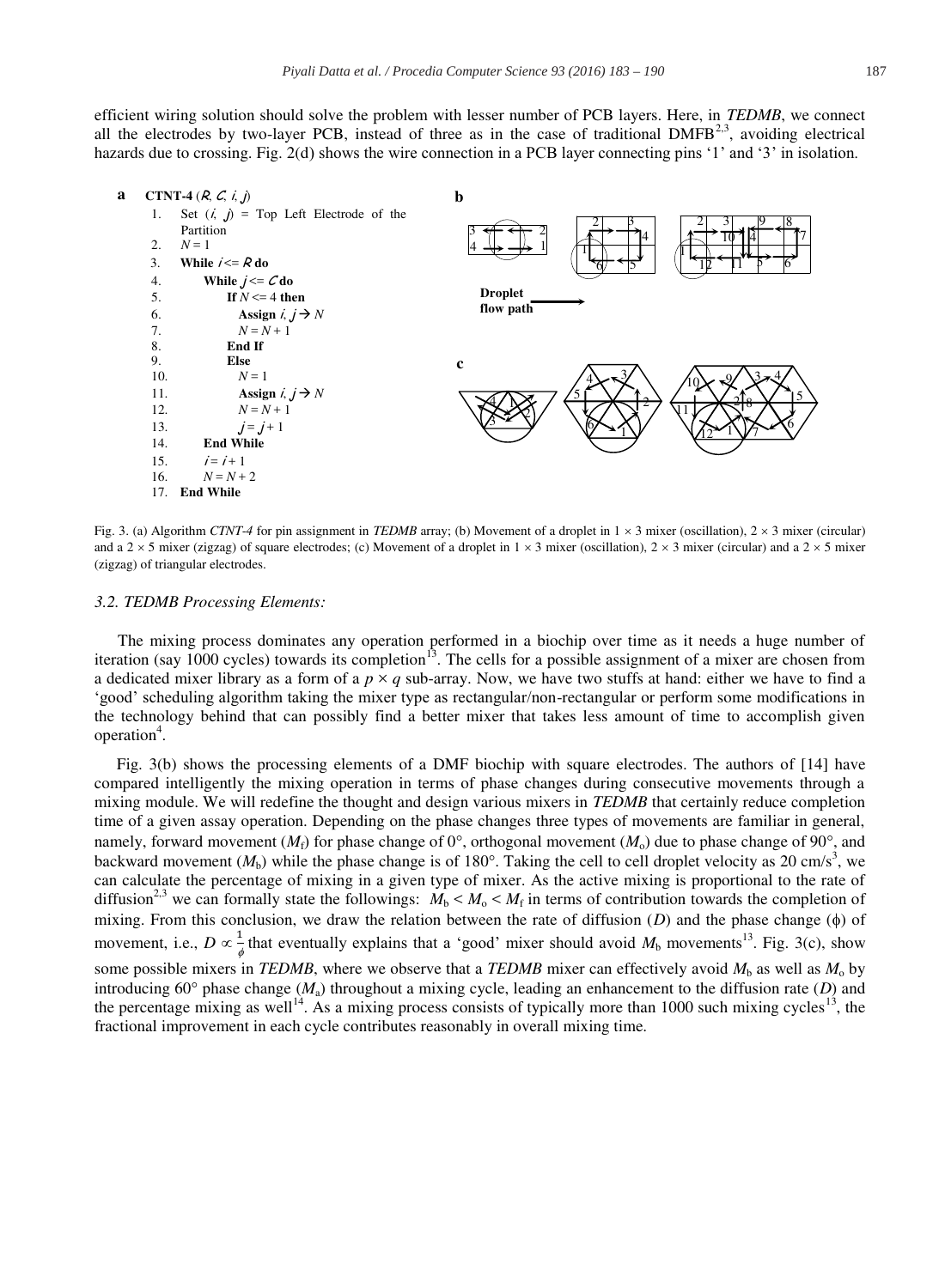efficient wiring solution should solve the problem with lesser number of PCB layers. Here, in *TEDMB*, we connect all the electrodes by two-layer PCB, instead of three as in the case of traditional DMFB[2,3], avoiding electrical hazards due to crossing. Fig. 2(d) shows the wire connection in a PCB layer connecting pins '1' and '3' in isolation.

**a**

```
CTNT-4 (R, C, i, j)
1.  Set (i, j) = Top Left Electrode of the Partition
2.  N = 1
3.  While i <= R do
4.      While j <= C do
5.          If N <= 4 then
6.              Assign i, j → N
7.              N = N + 1
8.          End If
9.          Else
10.             N = 1
11.             Assign i, j → N
12.             N = N + 1
13.             j = j + 1
14.     End While
15.     i = i + 1
16.     N = N + 2
17. End While
```

Fig. 3. (a) Algorithm *CTNT-4* for pin assignment in *TEDMB* array; (b) Movement of a droplet in 1 × 3 mixer (oscillation), 2 × 3 mixer (circular) and a 2 × 5 mixer (zigzag) of square electrodes; (c) Movement of a droplet in 1 × 3 mixer (oscillation), 2 × 3 mixer (circular) and a 2 × 5 mixer (zigzag) of triangular electrodes.

### 3.2. TEDMB Processing Elements:

The mixing process dominates any operation performed in a biochip over time as it needs a huge number of iteration (say 1000 cycles) towards its completion[13]. The cells for a possible assignment of a mixer are chosen from a dedicated mixer library as a form of a $p \times q$ sub-array. Now, we have two stuffs at hand: either we have to find a 'good' scheduling algorithm taking the mixer type as rectangular/non-rectangular or perform some modifications in the technology behind that can possibly find a better mixer that takes less amount of time to accomplish given operation[4].

Fig. 3(b) shows the processing elements of a DMF biochip with square electrodes. The authors of [14] have compared intelligently the mixing operation in terms of phase changes during consecutive movements through a mixing module. We will redefine the thought and design various mixers in *TEDMB* that certainly reduce completion time of a given assay operation. Depending on the phase changes three types of movements are familiar in general, namely, forward movement ($M_f$) for phase change of 0°, orthogonal movement ($M_o$) due to phase change of 90°, and backward movement ($M_b$) while the phase change is of 180°. Taking the cell to cell droplet velocity as 20 cm/s[3], we can calculate the percentage of mixing in a given type of mixer. As the active mixing is proportional to the rate of diffusion[2,3] we can formally state the followings: $M_b < M_o < M_f$ in terms of contribution towards the completion of mixing. From this conclusion, we draw the relation between the rate of diffusion ($D$) and the phase change ($\phi$) of movement, i.e., $D \propto \frac{1}{\phi}$ that eventually explains that a 'good' mixer should avoid $M_b$ movements[13]. Fig. 3(c), show some possible mixers in *TEDMB*, where we observe that a *TEDMB* mixer can effectively avoid $M_b$ as well as $M_o$ by introducing 60° phase change ($M_a$) throughout a mixing cycle, leading an enhancement to the diffusion rate ($D$) and the percentage mixing as well[14]. As a mixing process consists of typically more than 1000 such mixing cycles[13], the fractional improvement in each cycle contributes reasonably in overall mixing time.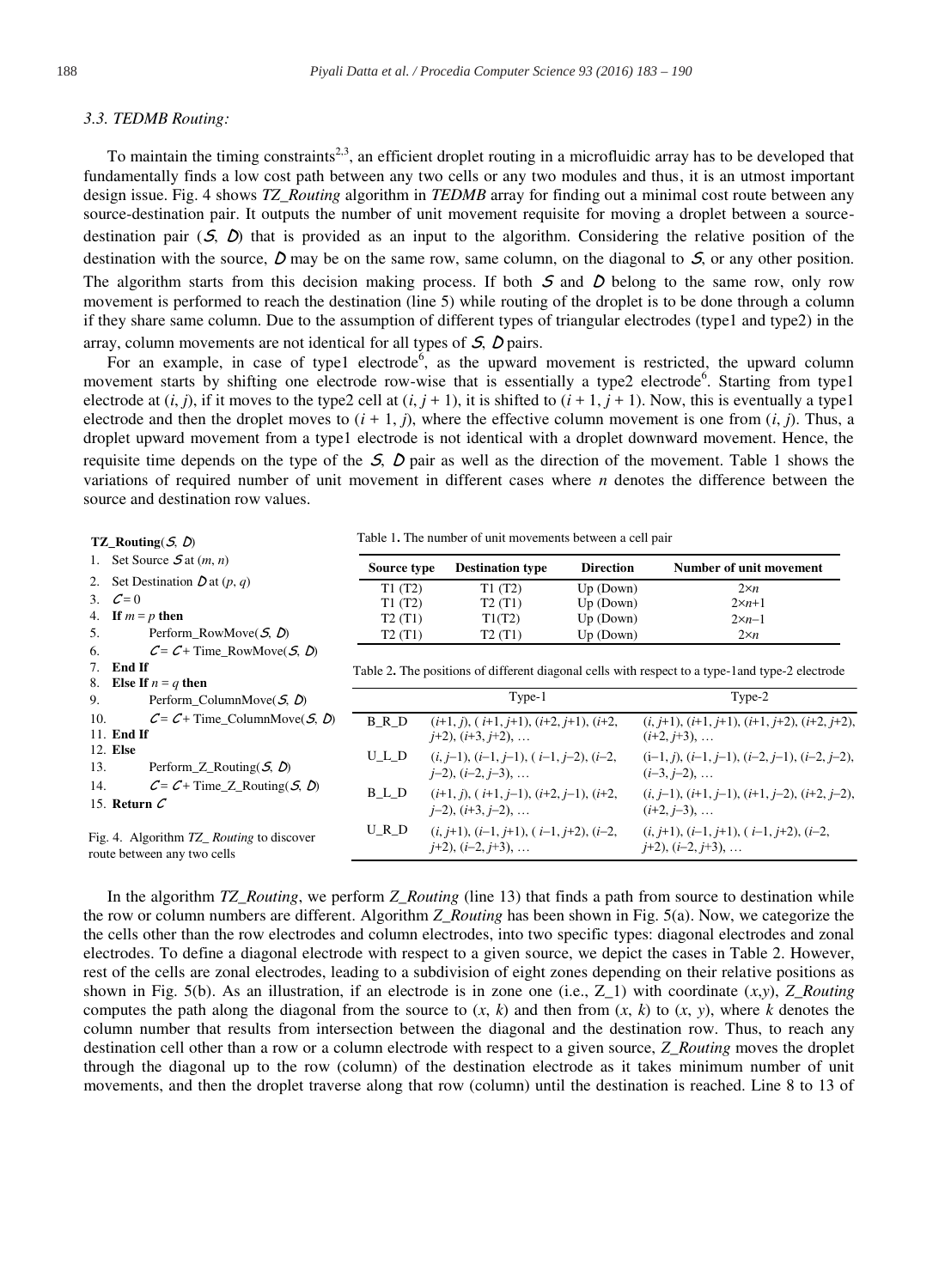### 3.3. TEDMB Routing:

To maintain the timing constraints[2,3], an efficient droplet routing in a microfluidic array has to be developed that fundamentally finds a low cost path between any two cells or any two modules and thus, it is an utmost important design issue. Fig. 4 shows *TZ_Routing* algorithm in *TEDMB* array for finding out a minimal cost route between any source-destination pair. It outputs the number of unit movement requisite for moving a droplet between a source-destination pair ($S$, $D$) that is provided as an input to the algorithm. Considering the relative position of the destination with the source, $D$ may be on the same row, same column, on the diagonal to $S$, or any other position. The algorithm starts from this decision making process. If both $S$ and $D$ belong to the same row, only row movement is performed to reach the destination (line 5) while routing of the droplet is to be done through a column if they share same column. Due to the assumption of different types of triangular electrodes (type1 and type2) in the array, column movements are not identical for all types of $S$, $D$ pairs.

For an example, in case of type1 electrode[6], as the upward movement is restricted, the upward column movement starts by shifting one electrode row-wise that is essentially a type2 electrode[6]. Starting from type1 electrode at $(i, j)$, if it moves to the type2 cell at $(i, j + 1)$, it is shifted to $(i + 1, j + 1)$. Now, this is eventually a type1 electrode and then the droplet moves to $(i + 1, j)$, where the effective column movement is one from $(i, j)$. Thus, a droplet upward movement from a type1 electrode is not identical with a droplet downward movement. Hence, the requisite time depends on the type of the $S$, $D$ pair as well as the direction of the movement. Table 1 shows the variations of required number of unit movement in different cases where $n$ denotes the difference between the source and destination row values.

```
TZ_Routing(S, D)
1.  Set Source S at (m, n)
2.  Set Destination D at (p, q)
3.  C = 0
4.  If m = p then
5.      Perform_RowMove(S, D)
6.      C = C + Time_RowMove(S, D)
7.  End If
8.  Else If n = q then
9.      Perform_ColumnMove(S, D)
10.     C = C + Time_ColumnMove(S, D)
11. End If
12. Else
13.     Perform_Z_Routing(S, D)
14.     C = C + Time_Z_Routing(S, D)
15. Return C
```

Fig. 4. Algorithm *TZ_ Routing* to discover route between any two cells

Table 1. The number of unit movements between a cell pair

| Source type | Destination type | Direction | Number of unit movement |
|---|---|---|---|
| T1 (T2) | T1 (T2) | Up (Down) | $2\times n$ |
| T1 (T2) | T2 (T1) | Up (Down) | $2\times n+1$ |
| T2 (T1) | T1(T2) | Up (Down) | $2\times n-1$ |
| T2 (T1) | T2 (T1) | Up (Down) | $2\times n$ |

Table 2. The positions of different diagonal cells with respect to a type-1and type-2 electrode

| | Type-1 | Type-2 |
|---|---|---|
| B_R_D | $(i+1, j)$, $(i+1, j+1)$, $(i+2, j+1)$, $(i+2, j+2)$, $(i+3, j+2)$, … | $(i, j+1)$, $(i+1, j+1)$, $(i+1, j+2)$, $(i+2, j+2)$, $(i+2, j+3)$, … |
| U_L_D | $(i, j-1)$, $(i-1, j-1)$, $(i-1, j-2)$, $(i-2, j-2)$, $(i-2, j-3)$, … | $(i-1, j)$, $(i-1, j-1)$, $(i-2, j-1)$, $(i-2, j-2)$, $(i-3, j-2)$, … |
| B_L_D | $(i+1, j)$, $(i+1, j-1)$, $(i+2, j-1)$, $(i+2, j-2)$, $(i+3, j-2)$, … | $(i, j-1)$, $(i+1, j-1)$, $(i+1, j-2)$, $(i+2, j-2)$, $(i+2, j-3)$, … |
| U_R_D | $(i, j+1)$, $(i-1, j+1)$, $(i-1, j+2)$, $(i-2, j+2)$, $(i-2, j+3)$, … | $(i, j+1)$, $(i-1, j+1)$, $(i-1, j+2)$, $(i-2, j+2)$, $(i-2, j+3)$, … |

In the algorithm *TZ_Routing*, we perform *Z_Routing* (line 13) that finds a path from source to destination while the row or column numbers are different. Algorithm *Z_Routing* has been shown in Fig. 5(a). Now, we categorize the the cells other than the row electrodes and column electrodes, into two specific types: diagonal electrodes and zonal electrodes. To define a diagonal electrode with respect to a given source, we depict the cases in Table 2. However, rest of the cells are zonal electrodes, leading to a subdivision of eight zones depending on their relative positions as shown in Fig. 5(b). As an illustration, if an electrode is in zone one (i.e., Z_1) with coordinate $(x,y)$, *Z_Routing* computes the path along the diagonal from the source to $(x, k)$ and then from $(x, k)$ to $(x, y)$, where $k$ denotes the column number that results from intersection between the diagonal and the destination row. Thus, to reach any destination cell other than a row or a column electrode with respect to a given source, *Z_Routing* moves the droplet through the diagonal up to the row (column) of the destination electrode as it takes minimum number of unit movements, and then the droplet traverse along that row (column) until the destination is reached. Line 8 to 13 of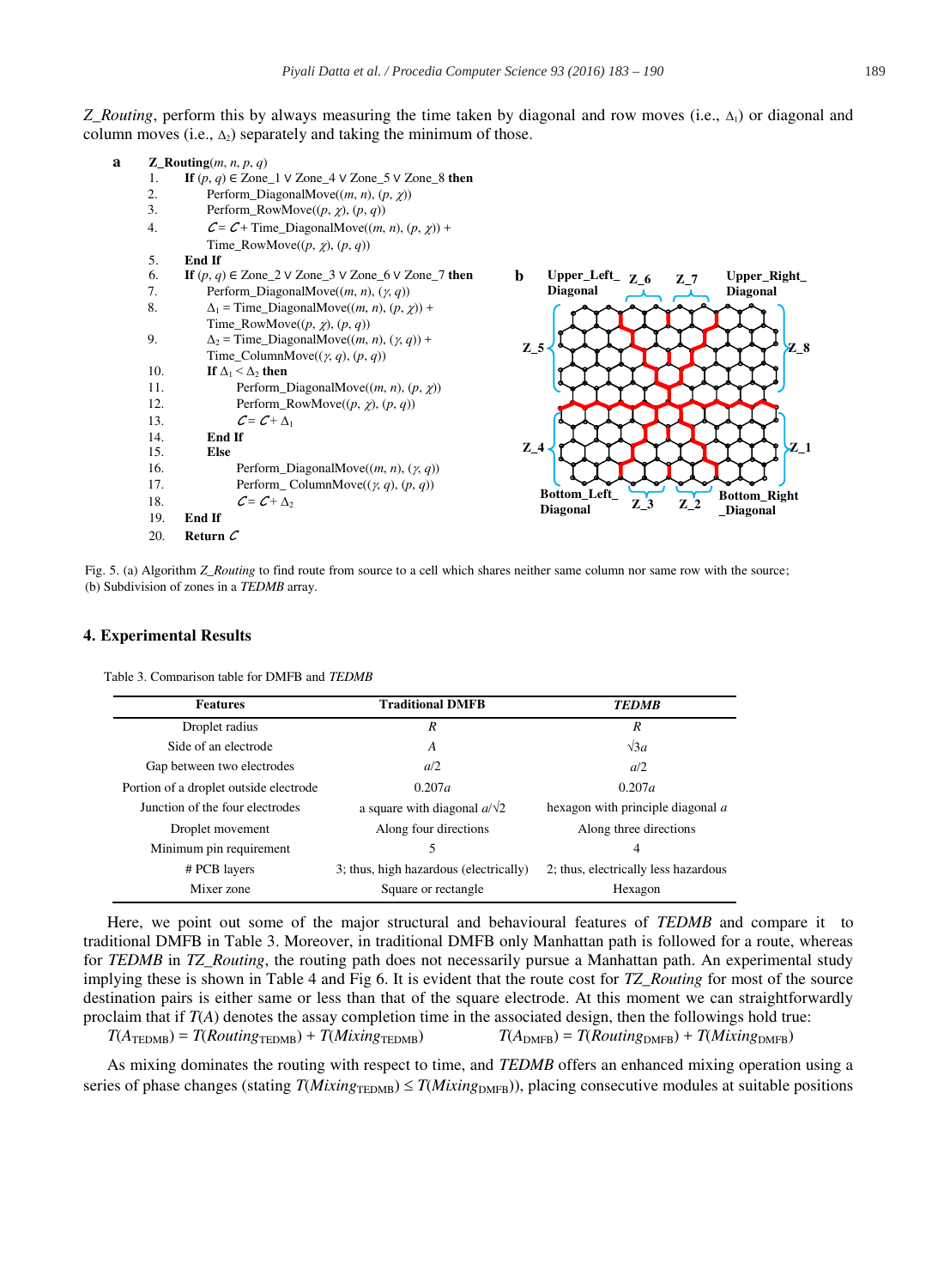*Z_Routing*, perform this by always measuring the time taken by diagonal and row moves (i.e., $\Delta_1$) or diagonal and column moves (i.e., $\Delta_2$) separately and taking the minimum of those.

**a**

```
Z_Routing(m, n, p, q)
1.   If (p, q) ∈ Zone_1 ∨ Zone_4 ∨ Zone_5 ∨ Zone_8 then
2.       Perform_DiagonalMove((m, n), (p, χ))
3.       Perform_RowMove((p, χ), (p, q))
4.       C = C + Time_DiagonalMove((m, n), (p, χ)) +
         Time_RowMove((p, χ), (p, q))
5.   End If
6.   If (p, q) ∈ Zone_2 ∨ Zone_3 ∨ Zone_6 ∨ Zone_7 then
7.       Perform_DiagonalMove((m, n), (γ, q))
8.       Δ1 = Time_DiagonalMove((m, n), (p, χ)) +
         Time_RowMove((p, χ), (p, q))
9.       Δ2 = Time_DiagonalMove((m, n), (γ, q)) +
         Time_ColumnMove((γ, q), (p, q))
10.      If Δ1 < Δ2 then
11.          Perform_DiagonalMove((m, n), (p, χ))
12.          Perform_RowMove((p, χ), (p, q))
13.          C = C + Δ1
14.      End If
15.      Else
16.          Perform_DiagonalMove((m, n), (γ, q))
17.          Perform_ ColumnMove((γ, q), (p, q))
18.          C = C + Δ2
19.  End If
20.  Return C
```

**b**

Fig. 5. (a) Algorithm *Z_Routing* to find route from source to a cell which shares neither same column nor same row with the source; (b) Subdivision of zones in a *TEDMB* array.

## 4. Experimental Results

Table 3. Comparison table for DMFB and *TEDMB*

| Features | Traditional DMFB | *TEDMB* |
|---|---|---|
| Droplet radius | $R$ | $R$ |
| Side of an electrode | $A$ | $\sqrt{3}a$ |
| Gap between two electrodes | $a/2$ | $a/2$ |
| Portion of a droplet outside electrode | $0.207a$ | $0.207a$ |
| Junction of the four electrodes | a square with diagonal $a/\sqrt{2}$ | hexagon with principle diagonal $a$ |
| Droplet movement | Along four directions | Along three directions |
| Minimum pin requirement | 5 | 4 |
| # PCB layers | 3; thus, high hazardous (electrically) | 2; thus, electrically less hazardous |
| Mixer zone | Square or rectangle | Hexagon |

Here, we point out some of the major structural and behavioural features of *TEDMB* and compare it to traditional DMFB in Table 3. Moreover, in traditional DMFB only Manhattan path is followed for a route, whereas for *TEDMB* in *TZ_Routing*, the routing path does not necessarily pursue a Manhattan path. An experimental study implying these is shown in Table 4 and Fig 6. It is evident that the route cost for *TZ_Routing* for most of the source destination pairs is either same or less than that of the square electrode. At this moment we can straightforwardly proclaim that if $T(A)$ denotes the assay completion time in the associated design, then the followings hold true:

$T(A_{\text{TEDMB}}) = T(Routing_{\text{TEDMB}}) + T(Mixing_{\text{TEDMB}})$ $\qquad$ $T(A_{\text{DMFB}}) = T(Routing_{\text{DMFB}}) + T(Mixing_{\text{DMFB}})$

As mixing dominates the routing with respect to time, and *TEDMB* offers an enhanced mixing operation using a series of phase changes (stating $T(Mixing_{\text{TEDMB}}) \leq T(Mixing_{\text{DMFB}})$), placing consecutive modules at suitable positions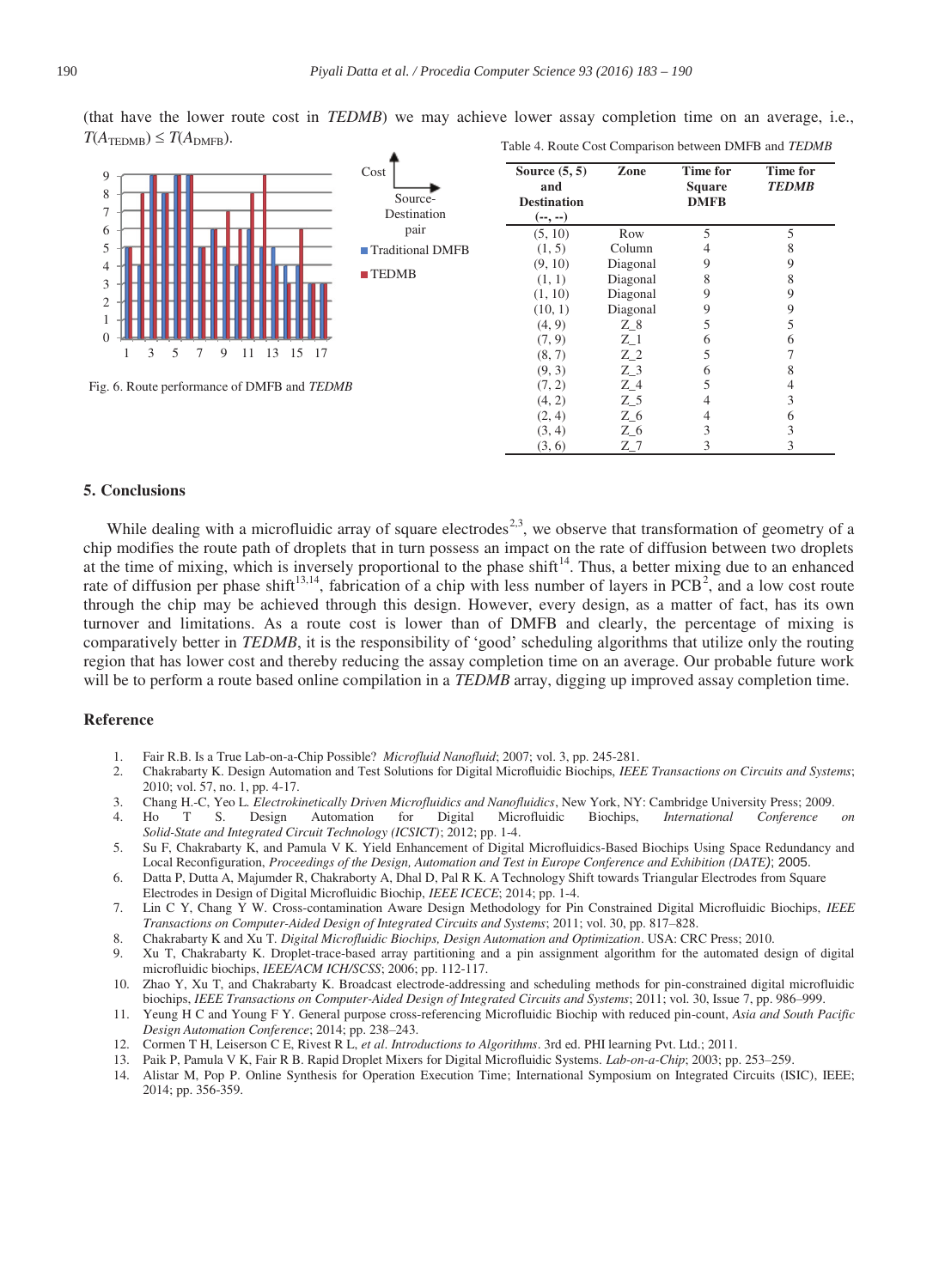(that have the lower route cost in *TEDMB*) we may achieve lower assay completion time on an average, i.e., $T(A_{\text{TEDMB}}) \leq T(A_{\text{DMFB}})$.

Cost

Source-Destination pair

Traditional DMFB

TEDMB

9
8
7
6
5
4
3
2
1
0

1 3 5 7 9 11 13 15 17

Fig. 6. Route performance of DMFB and *TEDMB*

Table 4. Route Cost Comparison between DMFB and *TEDMB*

| Source (5, 5) and Destination (--, --) | Zone | Time for Square DMFB | Time for *TEDMB* |
|---|---|---|---|
| (5, 10) | Row | 5 | 5 |
| (1, 5) | Column | 4 | 8 |
| (9, 10) | Diagonal | 9 | 9 |
| (1, 1) | Diagonal | 8 | 8 |
| (1, 10) | Diagonal | 9 | 9 |
| (10, 1) | Diagonal | 9 | 9 |
| (4, 9) | Z_8 | 5 | 5 |
| (7, 9) | Z_1 | 6 | 6 |
| (8, 7) | Z_2 | 5 | 7 |
| (9, 3) | Z_3 | 6 | 8 |
| (7, 2) | Z_4 | 5 | 4 |
| (4, 2) | Z_5 | 4 | 3 |
| (2, 4) | Z_6 | 4 | 6 |
| (3, 4) | Z_6 | 3 | 3 |
| (3, 6) | Z_7 | 3 | 3 |

## 5. Conclusions

While dealing with a microfluidic array of square electrodes[2,3], we observe that transformation of geometry of a chip modifies the route path of droplets that in turn possess an impact on the rate of diffusion between two droplets at the time of mixing, which is inversely proportional to the phase shift[14]. Thus, a better mixing due to an enhanced rate of diffusion per phase shift[13,14], fabrication of a chip with less number of layers in PCB[2], and a low cost route through the chip may be achieved through this design. However, every design, as a matter of fact, has its own turnover and limitations. As a route cost is lower than of DMFB and clearly, the percentage of mixing is comparatively better in *TEDMB*, it is the responsibility of 'good' scheduling algorithms that utilize only the routing region that has lower cost and thereby reducing the assay completion time on an average. Our probable future work will be to perform a route based online compilation in a *TEDMB* array, digging up improved assay completion time.

## Reference

1. Fair R.B. Is a True Lab-on-a-Chip Possible? *Microfluid Nanofluid*; 2007; vol. 3, pp. 245-281.
2. Chakrabarty K. Design Automation and Test Solutions for Digital Microfluidic Biochips, *IEEE Transactions on Circuits and Systems*; 2010; vol. 57, no. 1, pp. 4-17.
3. Chang H.-C, Yeo L. *Electrokinetically Driven Microfluidics and Nanofluidics*, New York, NY: Cambridge University Press; 2009.
4. Ho T S. Design Automation for Digital Microfluidic Biochips, *International Conference on Solid-State and Integrated Circuit Technology (ICSICT)*; 2012; pp. 1-4.
5. Su F, Chakrabarty K, and Pamula V K. Yield Enhancement of Digital Microfluidics-Based Biochips Using Space Redundancy and Local Reconfiguration, *Proceedings of the Design, Automation and Test in Europe Conference and Exhibition (DATE)*; 2005.
6. Datta P, Dutta A, Majumder R, Chakraborty A, Dhal D, Pal R K. A Technology Shift towards Triangular Electrodes from Square Electrodes in Design of Digital Microfluidic Biochip, *IEEE ICECE*; 2014; pp. 1-4.
7. Lin C Y, Chang Y W. Cross-contamination Aware Design Methodology for Pin Constrained Digital Microfluidic Biochips, *IEEE Transactions on Computer-Aided Design of Integrated Circuits and Systems*; 2011; vol. 30, pp. 817–828.
8. Chakrabarty K and Xu T. *Digital Microfluidic Biochips, Design Automation and Optimization*. USA: CRC Press; 2010.
9. Xu T, Chakrabarty K. Droplet-trace-based array partitioning and a pin assignment algorithm for the automated design of digital microfluidic biochips, *IEEE/ACM ICH/SCSS*; 2006; pp. 112-117.
10. Zhao Y, Xu T, and Chakrabarty K. Broadcast electrode-addressing and scheduling methods for pin-constrained digital microfluidic biochips, *IEEE Transactions on Computer-Aided Design of Integrated Circuits and Systems*; 2011; vol. 30, Issue 7, pp. 986–999.
11. Yeung H C and Young F Y. General purpose cross-referencing Microfluidic Biochip with reduced pin-count, *Asia and South Pacific Design Automation Conference*; 2014; pp. 238–243.
12. Cormen T H, Leiserson C E, Rivest R L, *et al*. *Introductions to Algorithms*. 3rd ed. PHI learning Pvt. Ltd.; 2011.
13. Paik P, Pamula V K, Fair R B. Rapid Droplet Mixers for Digital Microfluidic Systems. *Lab-on-a-Chip*; 2003; pp. 253–259.
14. Alistar M, Pop P. Online Synthesis for Operation Execution Time; International Symposium on Integrated Circuits (ISIC), IEEE; 2014; pp. 356-359.